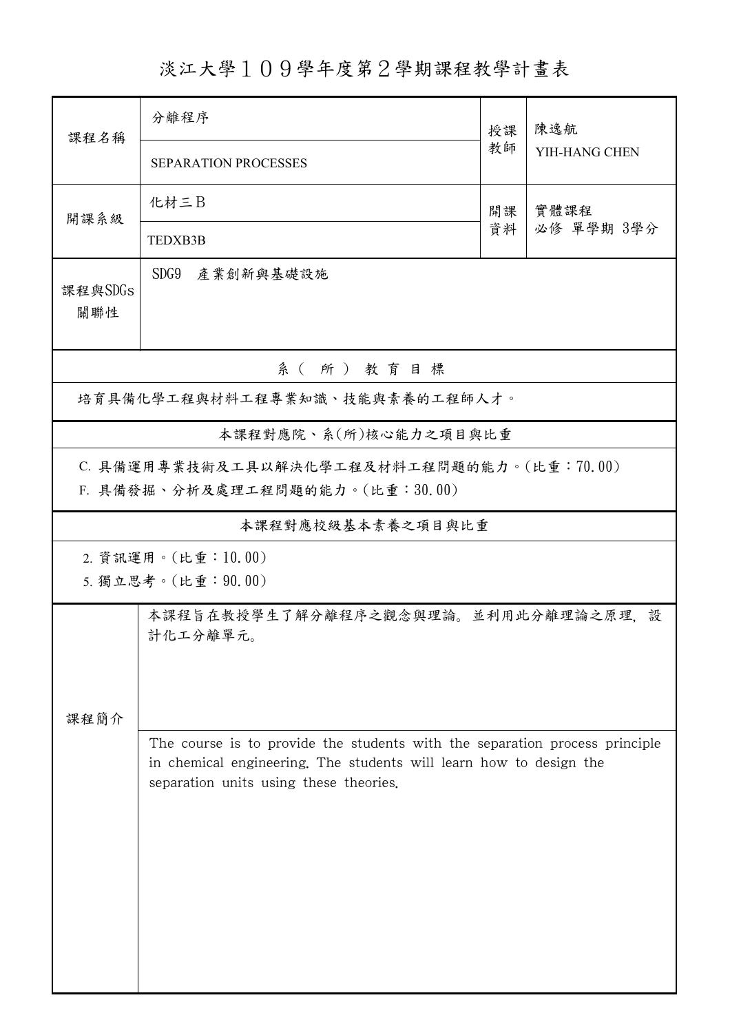# 淡江大學１０９學年度第２學期課程教學計畫表

| 課程名稱 | 分離程序<br>SEPARATION PROCESSES | 授課教師 | 陳逸航<br>YIH-HANG CHEN |
|---|---|---|---|
| 開課系級 | 化材三Ｂ<br>TEDXB3B | 開課資料 | 實體課程<br>必修 單學期 3學分 |
| 課程與SDGs關聯性 | SDG9　產業創新與基礎設施 | | |

## 系（所）教育目標

培育具備化學工程與材料工程專業知識、技能與素養的工程師人才。

## 本課程對應院、系(所)核心能力之項目與比重

C. 具備運用專業技術及工具以解決化學工程及材料工程問題的能力。(比重：70.00)

F. 具備發掘、分析及處理工程問題的能力。(比重：30.00)

## 本課程對應校級基本素養之項目與比重

2. 資訊運用。(比重：10.00)

5. 獨立思考。(比重：90.00)

## 課程簡介

本課程旨在教授學生了解分離程序之觀念與理論。並利用此分離理論之原理，設計化工分離單元。

The course is to provide the students with the separation process principle in chemical engineering. The students will learn how to design the separation units using these theories.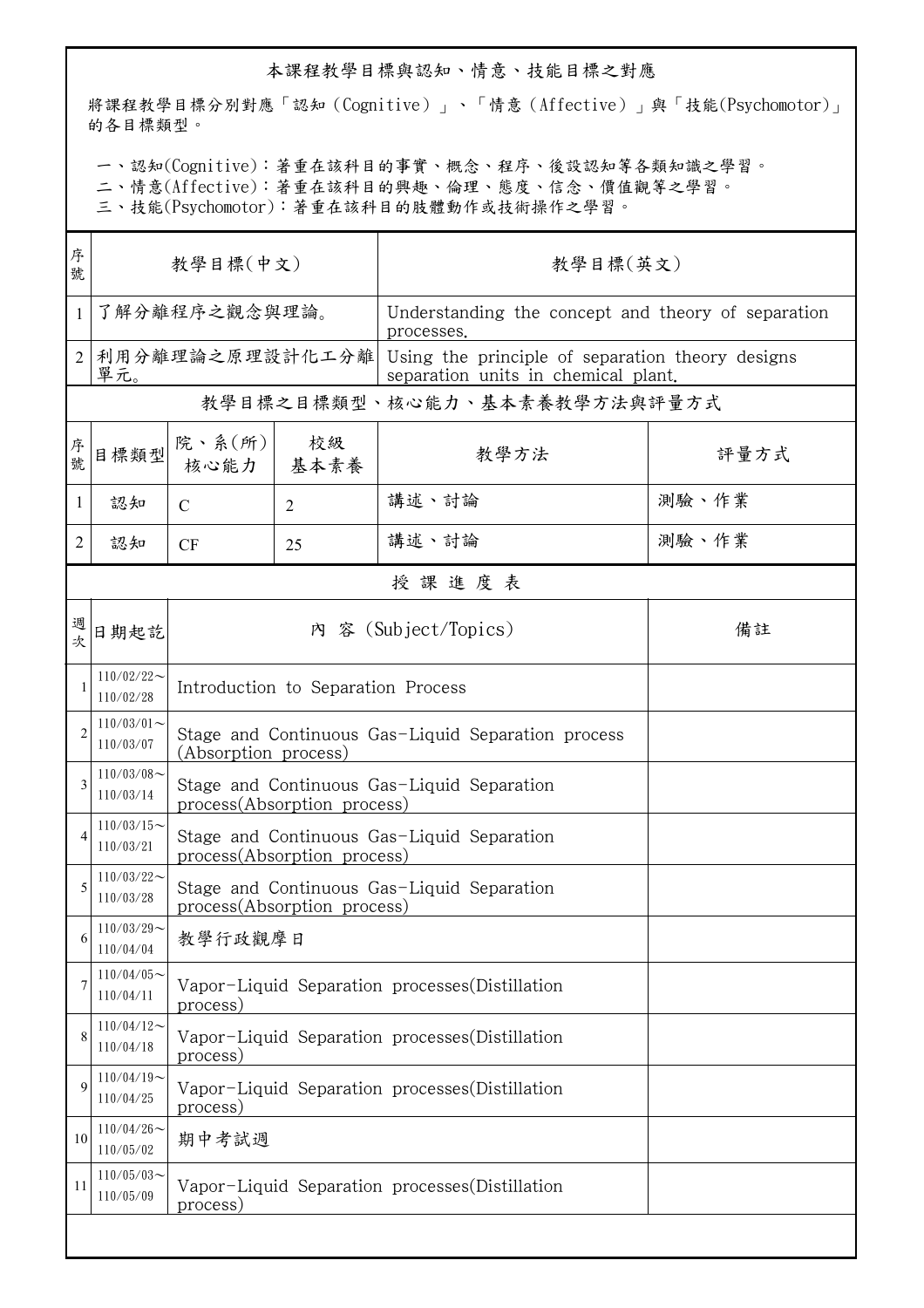## 本課程教學目標與認知、情意、技能目標之對應

將課程教學目標分別對應「認知（Cognitive）」、「情意（Affective）」與「技能(Psychomotor)」的各目標類型。

一、認知(Cognitive)：著重在該科目的事實、概念、程序、後設認知等各類知識之學習。
二、情意(Affective)：著重在該科目的興趣、倫理、態度、信念、價值觀等之學習。
三、技能(Psychomotor)：著重在該科目的肢體動作或技術操作之學習。

| 序號 | 教學目標(中文) | 教學目標(英文) |
|---|---|---|
| 1 | 了解分離程序之觀念與理論。 | Understanding the concept and theory of separation processes. |
| 2 | 利用分離理論之原理設計化工分離單元。 | Using the principle of separation theory designs separation units in chemical plant. |

## 教學目標之目標類型、核心能力、基本素養教學方法與評量方式

| 序號 | 目標類型 | 院、系(所)核心能力 | 校級基本素養 | 教學方法 | 評量方式 |
|---|---|---|---|---|---|
| 1 | 認知 | C | 2 | 講述、討論 | 測驗、作業 |
| 2 | 認知 | CF | 25 | 講述、討論 | 測驗、作業 |

## 授 課 進 度 表

| 週次 | 日期起訖 | 內 容 (Subject/Topics) | 備註 |
|---|---|---|---|
| 1 | 110/02/22～110/02/28 | Introduction to Separation Process | |
| 2 | 110/03/01～110/03/07 | Stage and Continuous Gas-Liquid Separation process (Absorption process) | |
| 3 | 110/03/08～110/03/14 | Stage and Continuous Gas-Liquid Separation process(Absorption process) | |
| 4 | 110/03/15～110/03/21 | Stage and Continuous Gas-Liquid Separation process(Absorption process) | |
| 5 | 110/03/22～110/03/28 | Stage and Continuous Gas-Liquid Separation process(Absorption process) | |
| 6 | 110/03/29～110/04/04 | 教學行政觀摩日 | |
| 7 | 110/04/05～110/04/11 | Vapor-Liquid Separation processes(Distillation process) | |
| 8 | 110/04/12～110/04/18 | Vapor-Liquid Separation processes(Distillation process) | |
| 9 | 110/04/19～110/04/25 | Vapor-Liquid Separation processes(Distillation process) | |
| 10 | 110/04/26～110/05/02 | 期中考試週 | |
| 11 | 110/05/03～110/05/09 | Vapor-Liquid Separation processes(Distillation process) | |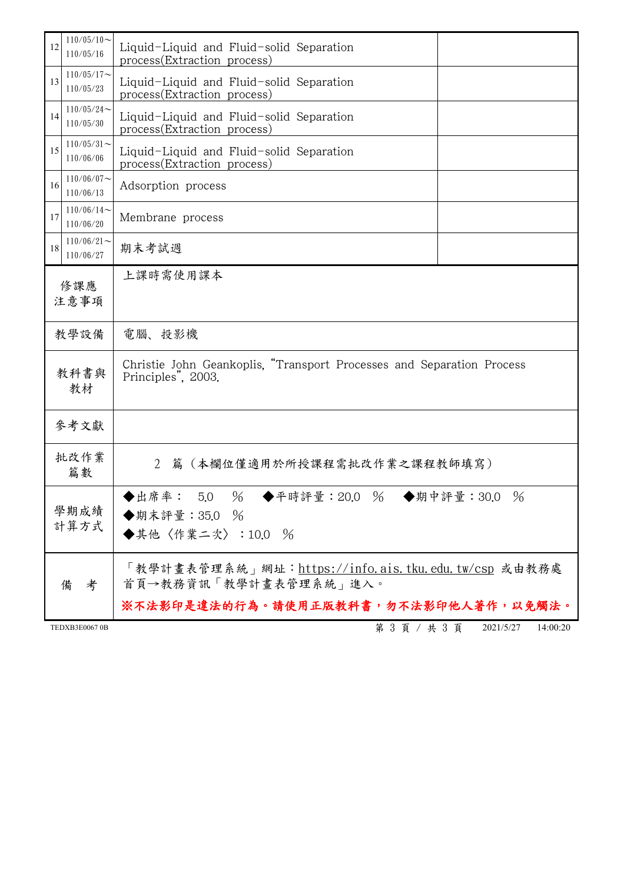| | | | |
|---|---|---|---|
| 12 | 110/05/10～<br>110/05/16 | Liquid-Liquid and Fluid-solid Separation process(Extraction process) | |
| 13 | 110/05/17～<br>110/05/23 | Liquid-Liquid and Fluid-solid Separation process(Extraction process) | |
| 14 | 110/05/24～<br>110/05/30 | Liquid-Liquid and Fluid-solid Separation process(Extraction process) | |
| 15 | 110/05/31～<br>110/06/06 | Liquid-Liquid and Fluid-solid Separation process(Extraction process) | |
| 16 | 110/06/07～<br>110/06/13 | Adsorption process | |
| 17 | 110/06/14～<br>110/06/20 | Membrane process | |
| 18 | 110/06/21～<br>110/06/27 | 期末考試週 | |

| | |
|---|---|
| 修課應注意事項 | 上課時需使用課本 |
| 教學設備 | 電腦、投影機 |
| 教科書與教材 | Christie John Geankoplis, "Transport Processes and Separation Process Principles", 2003. |
| 參考文獻 | |
| 批改作業篇數 | 2 篇（本欄位僅適用於所授課程需批改作業之課程教師填寫） |
| 學期成績計算方式 | ◆出席率： 5.0 ％　◆平時評量：20.0 ％　◆期中評量：30.0 ％<br>◆期末評量：35.0 ％<br>◆其他〈作業二次〉：10.0 ％ |
| 備　考 | 「教學計畫表管理系統」網址：https://info.ais.tku.edu.tw/csp 或由教務處首頁→教務資訊「教學計畫表管理系統」進入。<br>**※不法影印是違法的行為。請使用正版教科書，勿不法影印他人著作，以免觸法。** |

TEDXB3E0067 0B　　2021/5/27 14:00:20